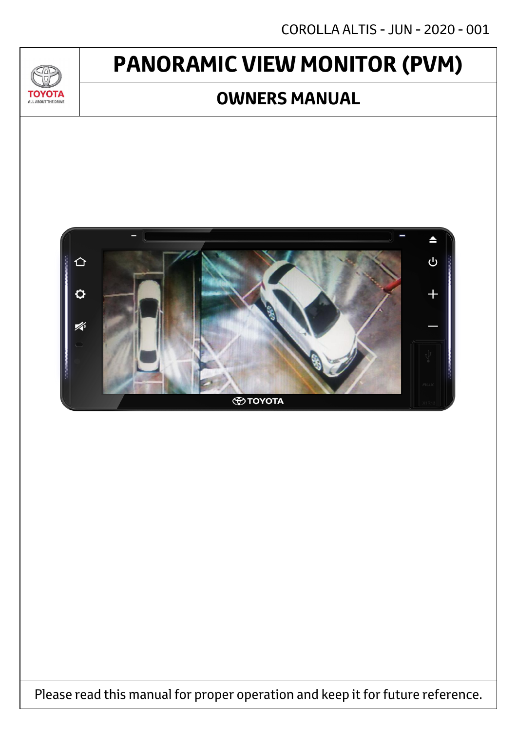COROLLA ALTIS - JUN - 2020 - 001

# PANORAMIC VIEW MONITOR (PVM)

## OWNERS MANUAL

Please read this manual for proper operation and keep it for future reference.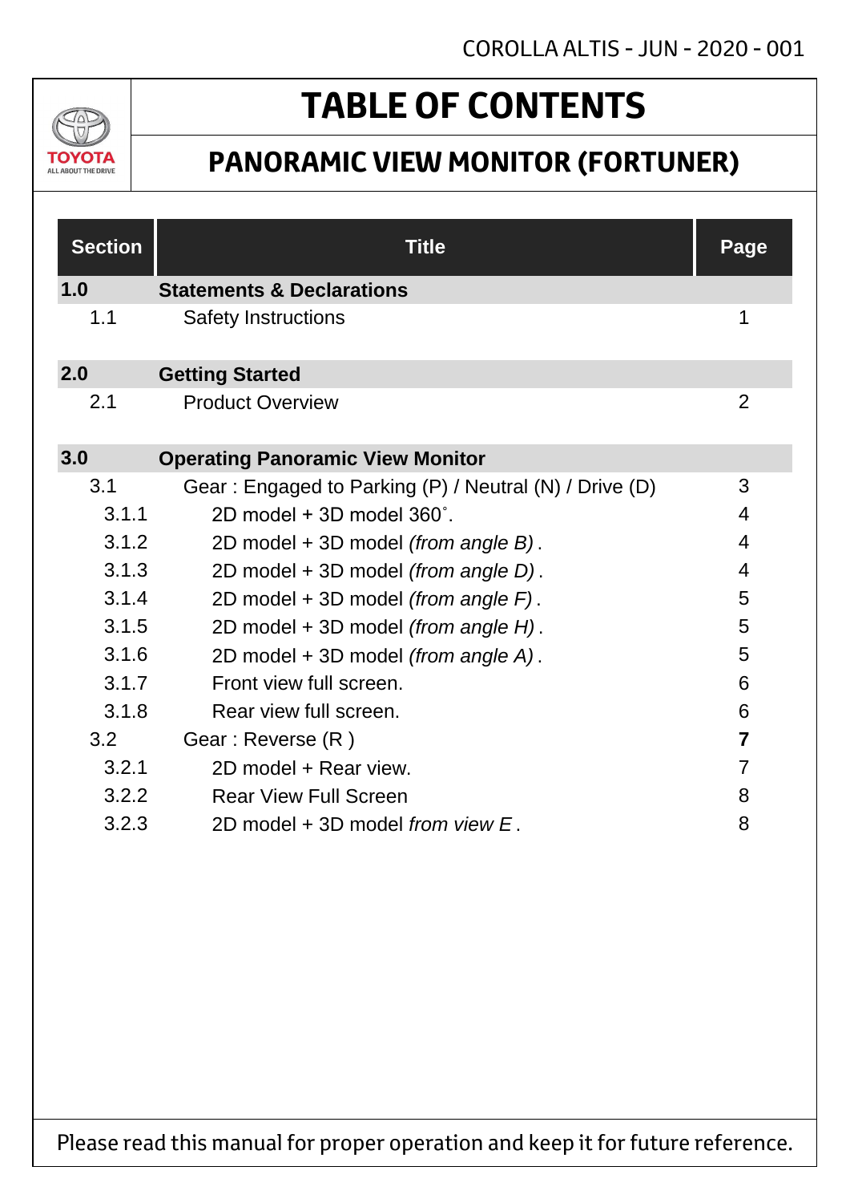# TABLE OF CONTENTS

## PANORAMIC VIEW MONITOR (FORTUNER)

| Section | Title | Page |
|---|---|---|
| **1.0** | **Statements & Declarations** | |
| 1.1 | Safety Instructions | 1 |
| **2.0** | **Getting Started** | |
| 2.1 | Product Overview | 2 |
| **3.0** | **Operating Panoramic View Monitor** | |
| 3.1 | Gear : Engaged to Parking (P) / Neutral (N) / Drive (D) | 3 |
| 3.1.1 | 2D model + 3D model 360˚. | 4 |
| 3.1.2 | 2D model + 3D model *(from angle B)* . | 4 |
| 3.1.3 | 2D model + 3D model *(from angle D)* . | 4 |
| 3.1.4 | 2D model + 3D model *(from angle F)* . | 5 |
| 3.1.5 | 2D model + 3D model *(from angle H)* . | 5 |
| 3.1.6 | 2D model + 3D model *(from angle A)* . | 5 |
| 3.1.7 | Front view full screen. | 6 |
| 3.1.8 | Rear view full screen. | 6 |
| 3.2 | Gear : Reverse (R ) | **7** |
| 3.2.1 | 2D model + Rear view. | 7 |
| 3.2.2 | Rear View Full Screen | 8 |
| 3.2.3 | 2D model + 3D model *from view E* . | 8 |

Please read this manual for proper operation and keep it for future reference.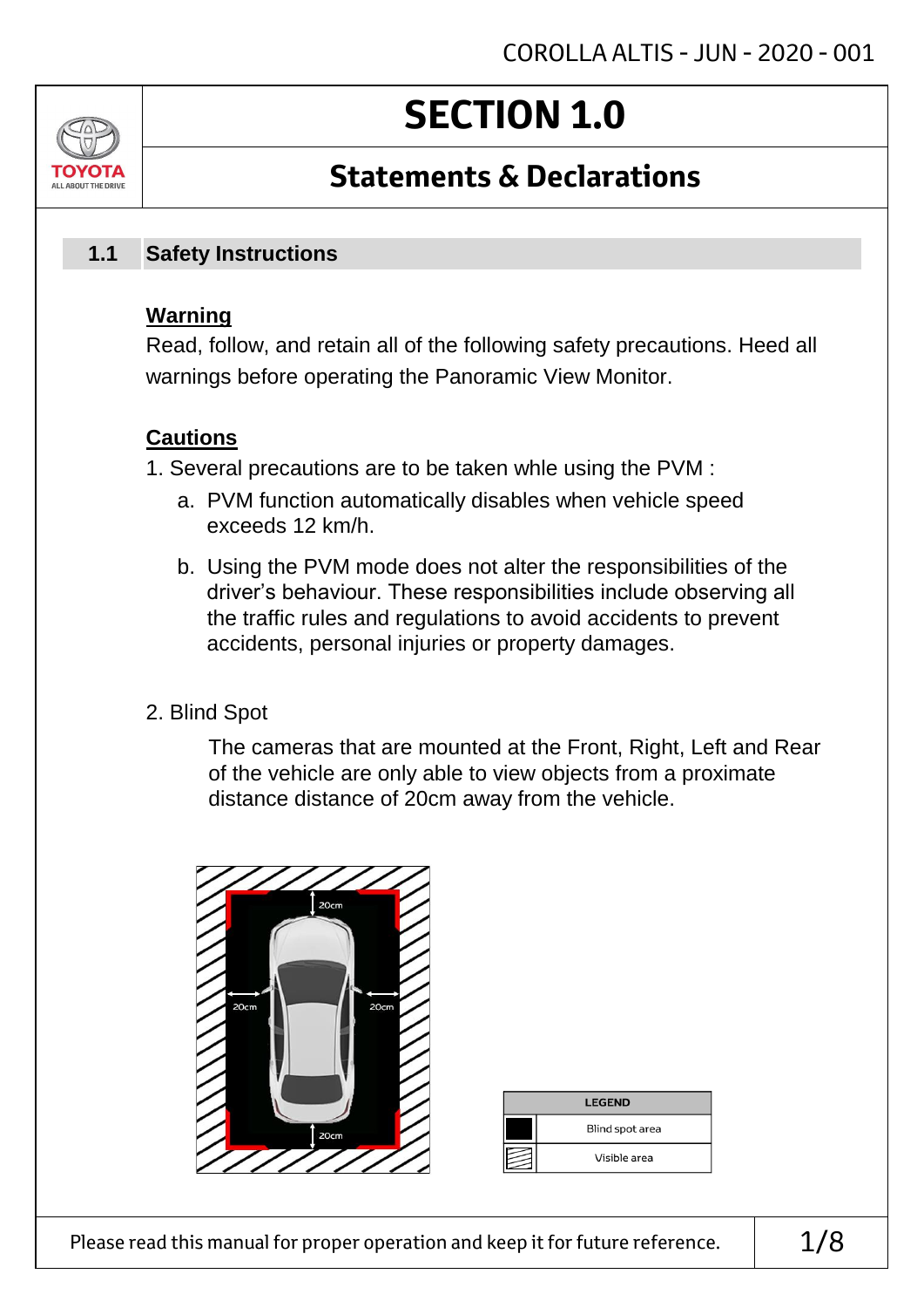# SECTION 1.0

## Statements & Declarations

### 1.1 Safety Instructions

**Warning**

Read, follow, and retain all of the following safety precautions. Heed all warnings before operating the Panoramic View Monitor.

**Cautions**

1. Several precautions are to be taken whle using the PVM :
   a. PVM function automatically disables when vehicle speed exceeds 12 km/h.
   b. Using the PVM mode does not alter the responsibilities of the driver's behaviour. These responsibilities include observing all the traffic rules and regulations to avoid accidents to prevent accidents, personal injuries or property damages.

2. Blind Spot

   The cameras that are mounted at the Front, Right, Left and Rear of the vehicle are only able to view objects from a proximate distance distance of 20cm away from the vehicle.

| LEGEND | |
|---|---|
| ■ | Blind spot area |
| ▨ | Visible area |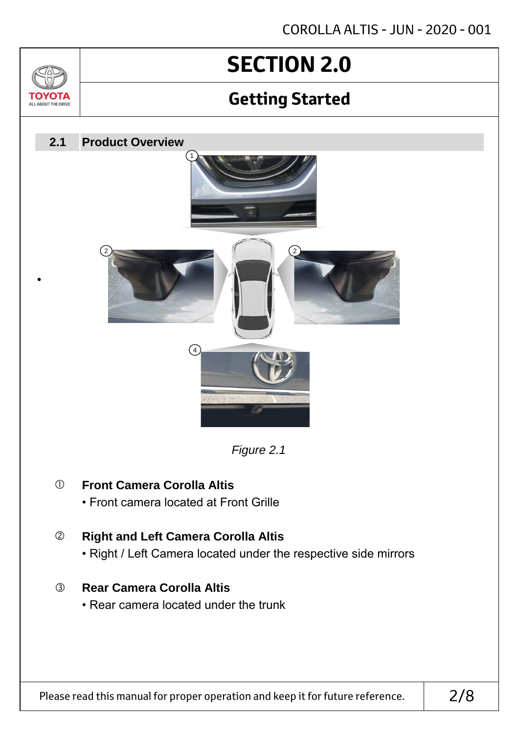# SECTION 2.0

## Getting Started

### 2.1 Product Overview

Figure 2.1

① **Front Camera Corolla Altis**

- Front camera located at Front Grille

② **Right and Left Camera Corolla Altis**

- Right / Left Camera located under the respective side mirrors

③ **Rear Camera Corolla Altis**

- Rear camera located under the trunk

Please read this manual for proper operation and keep it for future reference.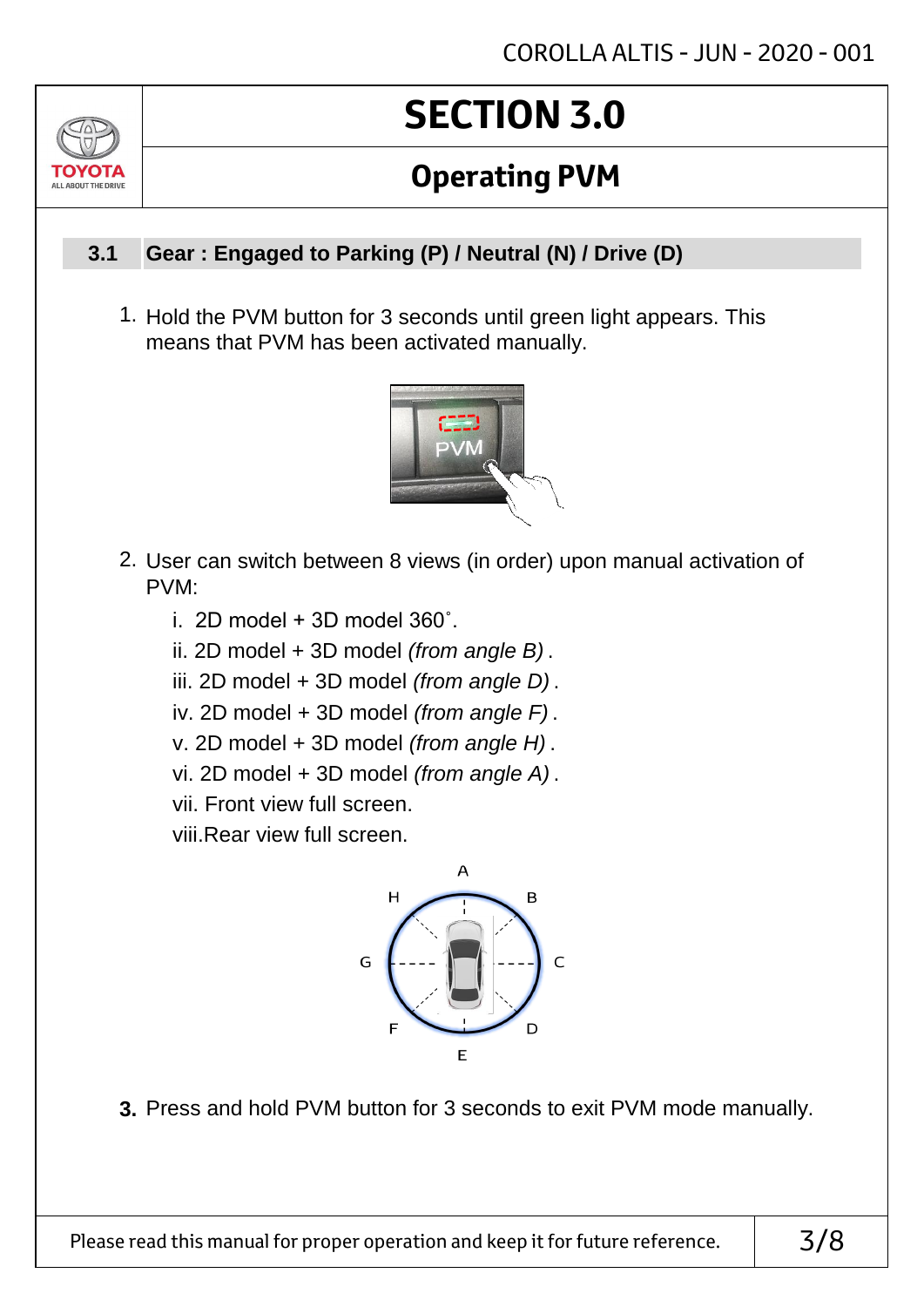# SECTION 3.0

## Operating PVM

### 3.1 Gear : Engaged to Parking (P) / Neutral (N) / Drive (D)

1. Hold the PVM button for 3 seconds until green light appears. This means that PVM has been activated manually.

2. User can switch between 8 views (in order) upon manual activation of PVM:
   - i. 2D model + 3D model 360˚.
   - ii. 2D model + 3D model *(from angle B)* .
   - iii. 2D model + 3D model *(from angle D)* .
   - iv. 2D model + 3D model *(from angle F)* .
   - v. 2D model + 3D model *(from angle H)* .
   - vi. 2D model + 3D model *(from angle A)* .
   - vii. Front view full screen.
   - viii.Rear view full screen.

3. Press and hold PVM button for 3 seconds to exit PVM mode manually.

Please read this manual for proper operation and keep it for future reference.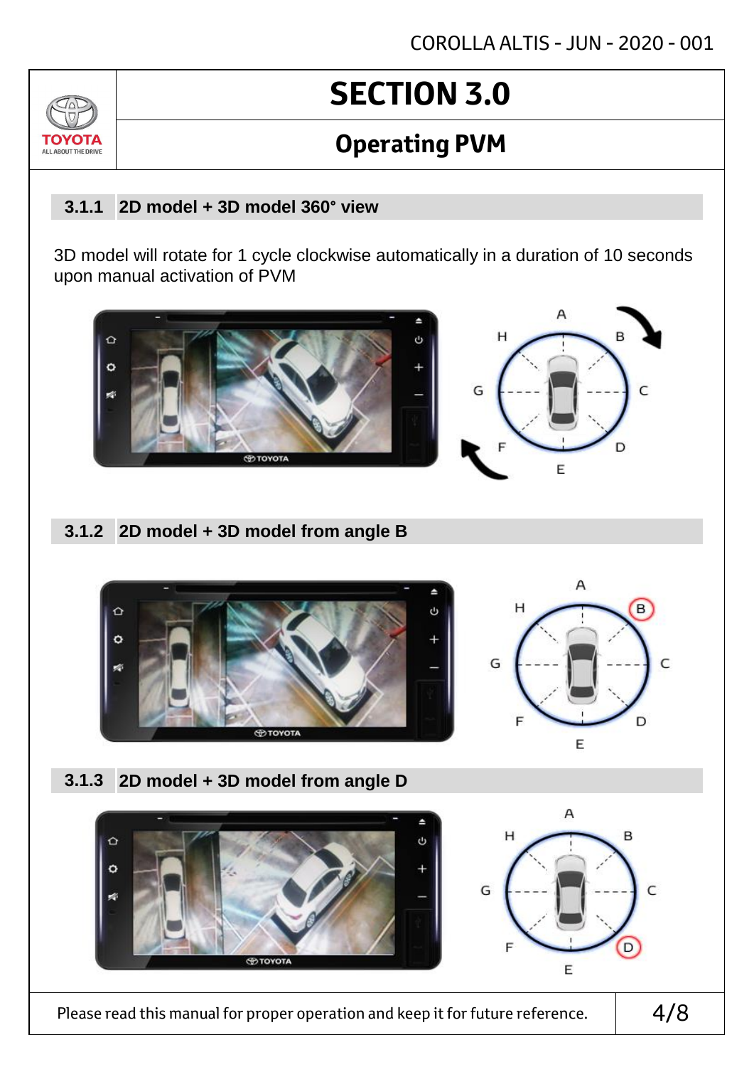# SECTION 3.0

## Operating PVM

### 3.1.1 2D model + 3D model 360° view

3D model will rotate for 1 cycle clockwise automatically in a duration of 10 seconds upon manual activation of PVM

### 3.1.2 2D model + 3D model from angle B

### 3.1.3 2D model + 3D model from angle D

Please read this manual for proper operation and keep it for future reference.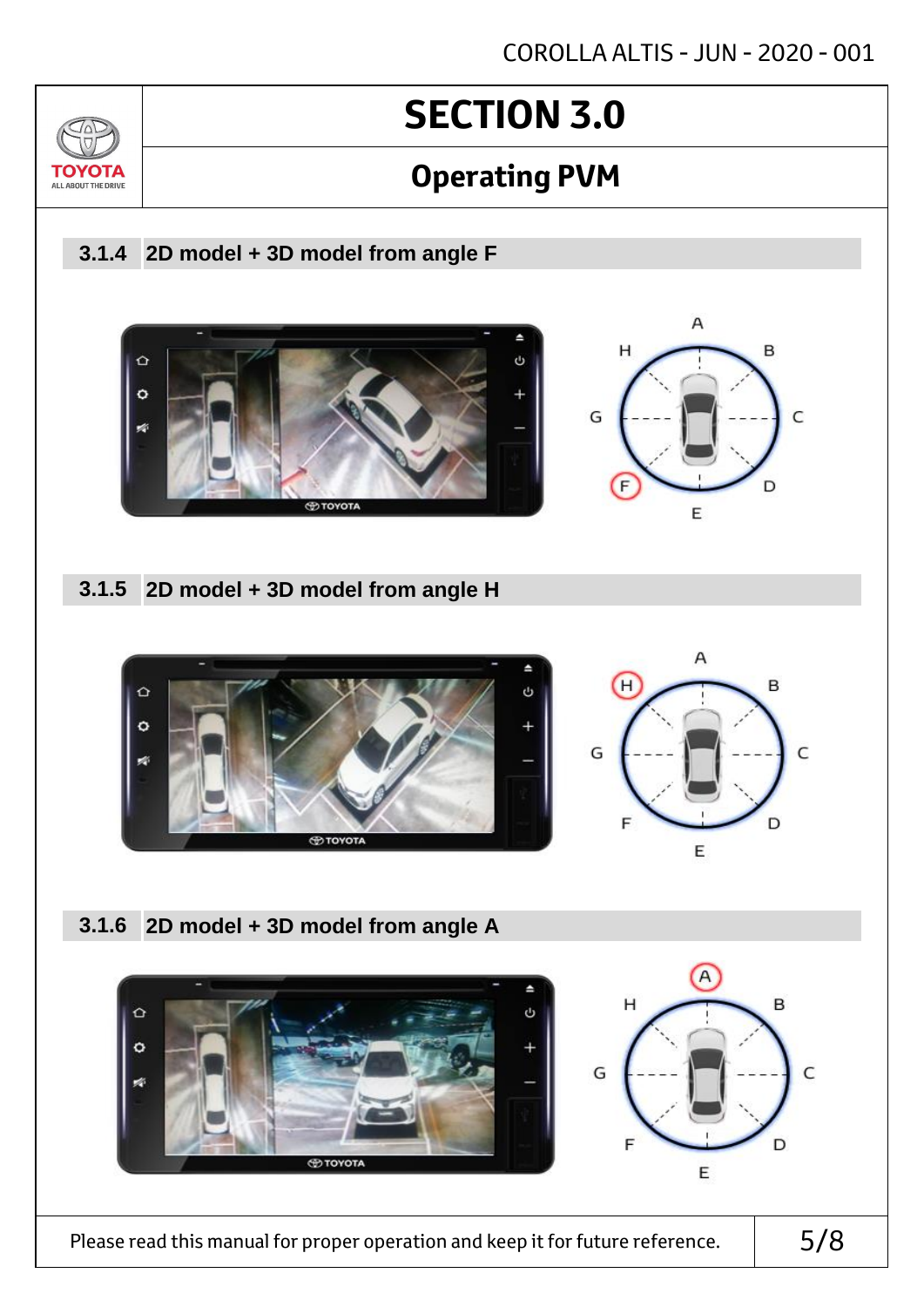# SECTION 3.0

## Operating PVM

### 3.1.4 2D model + 3D model from angle F

### 3.1.5 2D model + 3D model from angle H

### 3.1.6 2D model + 3D model from angle A

Please read this manual for proper operation and keep it for future reference.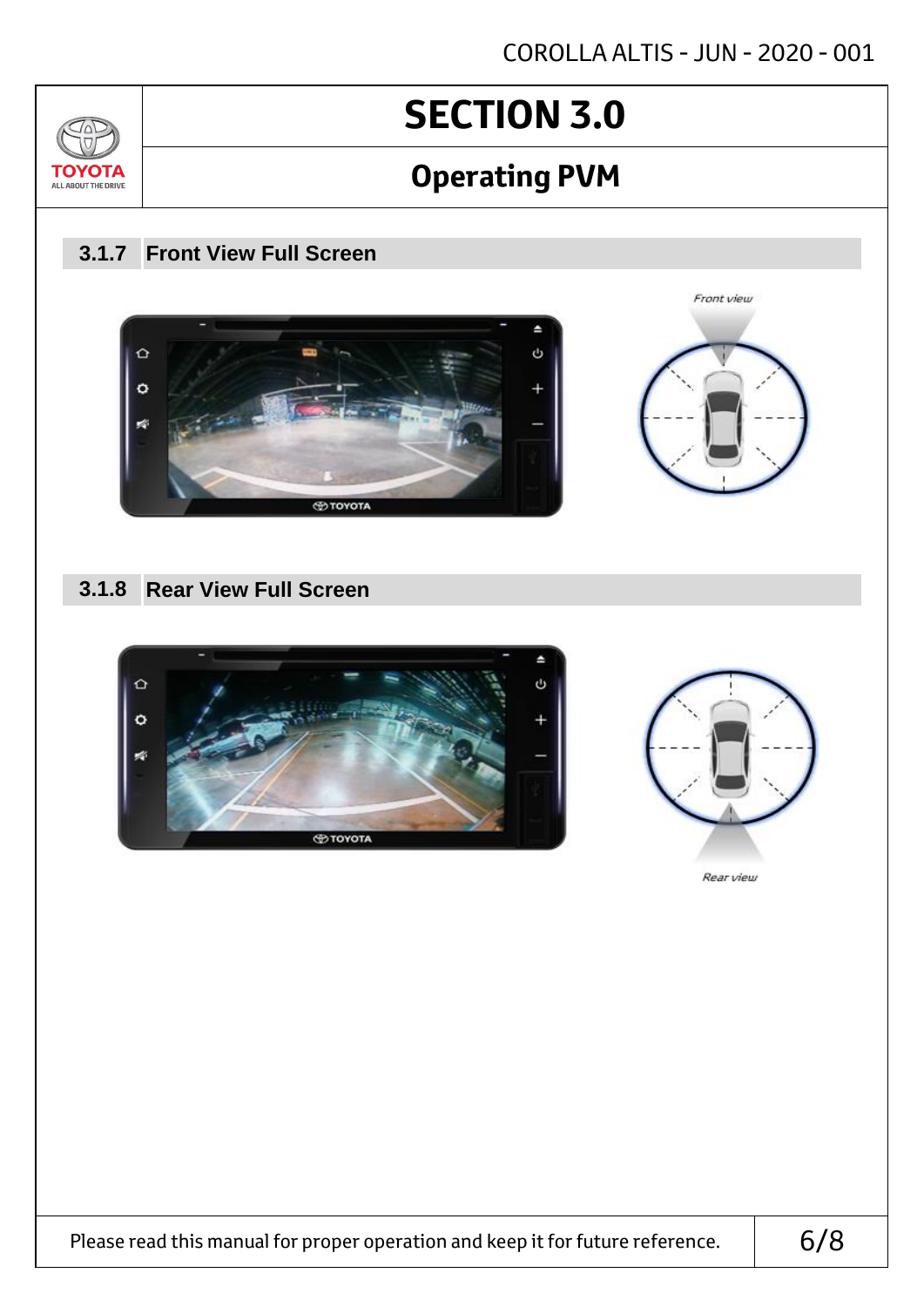# SECTION 3.0

## Operating PVM

### 3.1.7 Front View Full Screen

Front view

### 3.1.8 Rear View Full Screen

Rear view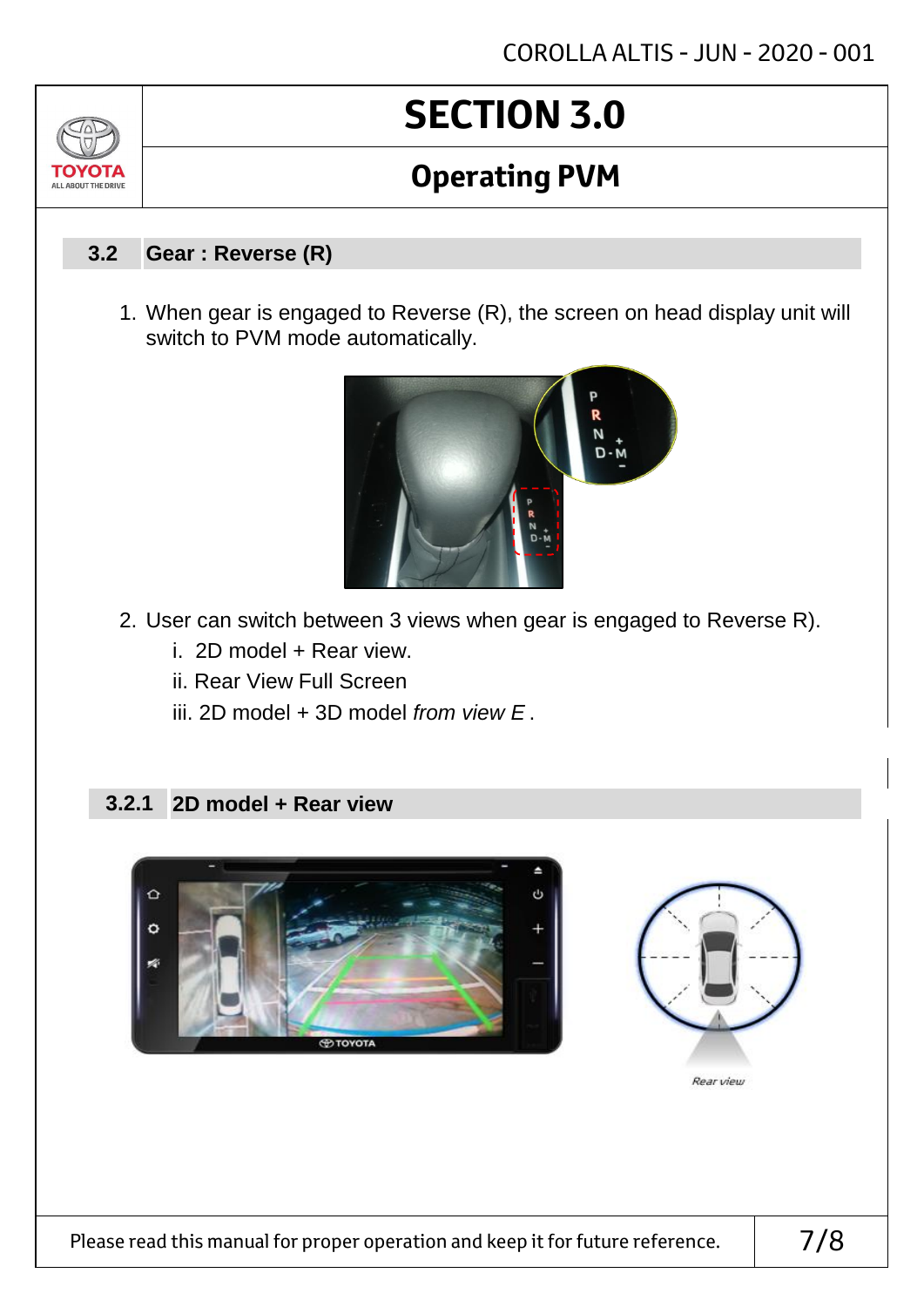# SECTION 3.0

## Operating PVM

### 3.2 Gear : Reverse (R)

1. When gear is engaged to Reverse (R), the screen on head display unit will switch to PVM mode automatically.

2. User can switch between 3 views when gear is engaged to Reverse R).
   i. 2D model + Rear view.
   ii. Rear View Full Screen
   iii. 2D model + 3D model *from view E* .

#### 3.2.1 2D model + Rear view

*Rear view*

Please read this manual for proper operation and keep it for future reference.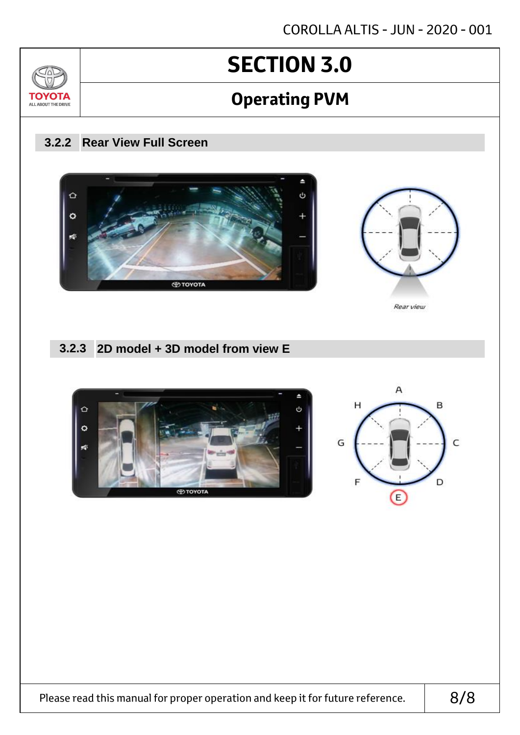# SECTION 3.0

## Operating PVM

### 3.2.2 Rear View Full Screen

Rear view

### 3.2.3 2D model + 3D model from view E

A
B
C
D
E
F
G
H